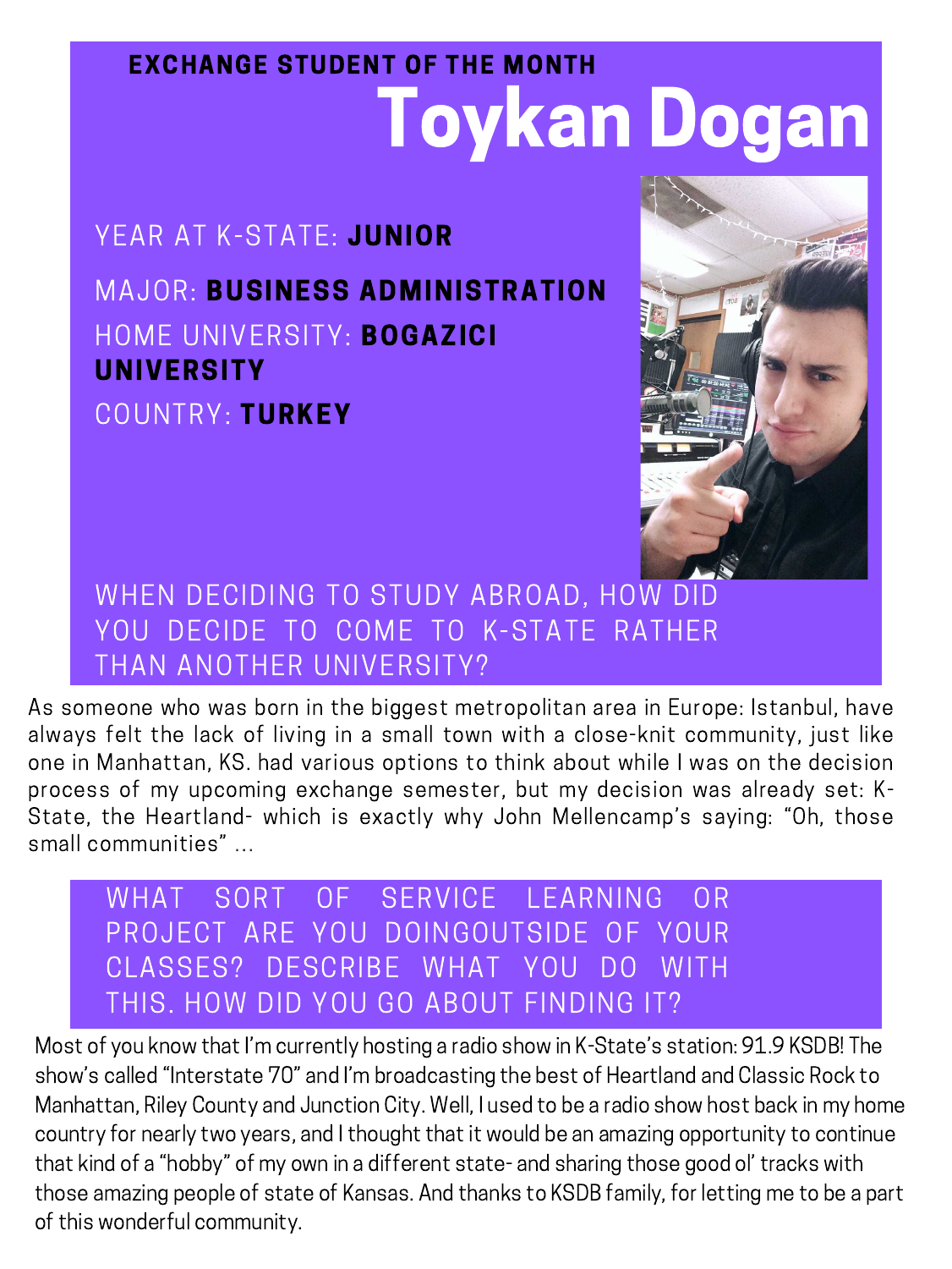**EXCHANGE STUDENT OF THE MONTH**

# Toykan Dogan

YEAR AT K-STATE: **JUNIOR**

MAJOR: **BUSINESS ADMINISTRATION**

HOME UNIVERSITY: **BOGAZICI UNIVERSITY**

COUNTRY: **TURKEY**

## WHEN DECIDING TO STUDY ABROAD, HOW DID YOU DECIDE TO COME TO K-STATE RATHER THAN ANOTHER UNIVERSITY?

As someone who was born in the biggest metropolitan area in Europe: Istanbul, have always felt the lack of living in a small town with a close-knit community, just like one in Manhattan, KS. had various options to think about while I was on the decision process of my upcoming exchange semester, but my decision was already set: K-State, the Heartland- which is exactly why John Mellencamp's saying: "Oh, those small communities" ...

## WHAT SORT OF SERVICE LEARNING OR PROJECT ARE YOU DOINGOUTSIDE OF YOUR CLASSES? DESCRIBE WHAT YOU DO WITH THIS. HOW DID YOU GO ABOUT FINDING IT?

Most of you know that I'm currently hosting a radio show in K-State's station: 91.9 KSDB! The show's called "Interstate 70" and I'm broadcasting the best of Heartland and Classic Rock to Manhattan, Riley County and Junction City. Well, I used to be a radio show host back in my home country for nearly two years, and I thought that it would be an amazing opportunity to continue that kind of a "hobby" of my own in a different state- and sharing those good ol' tracks with those amazing people of state of Kansas. And thanks to KSDB family, for letting me to be a part of this wonderful community.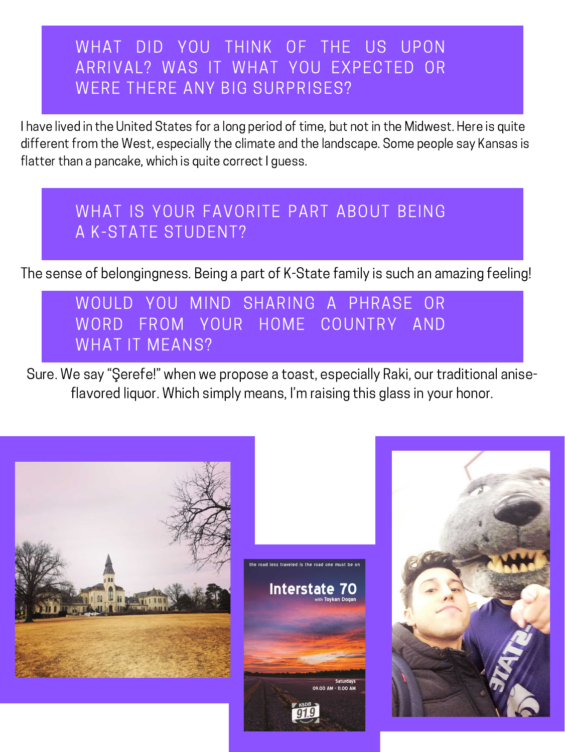## WHAT DID YOU THINK OF THE US UPON ARRIVAL? WAS IT WHAT YOU EXPECTED OR WERE THERE ANY BIG SURPRISES?

I have lived in the United States for a long period of time, but not in the Midwest. Here is quite different from the West, especially the climate and the landscape. Some people say Kansas is flatter than a pancake, which is quite correct I guess.

## WHAT IS YOUR FAVORITE PART ABOUT BEING A K-STATE STUDENT?

The sense of belongingness. Being a part of K-State family is such an amazing feeling!

## WOULD YOU MIND SHARING A PHRASE OR WORD FROM YOUR HOME COUNTRY AND WHAT IT MEANS?

Sure. We say "Şerefe!" when we propose a toast, especially Raki, our traditional anise-flavored liquor. Which simply means, I'm raising this glass in your honor.

the road less traveled is the road one must be on

Interstate 70

with Toykan Dogan

Saturdays

09.00 AM - 11.00 AM

KSDB 91.9